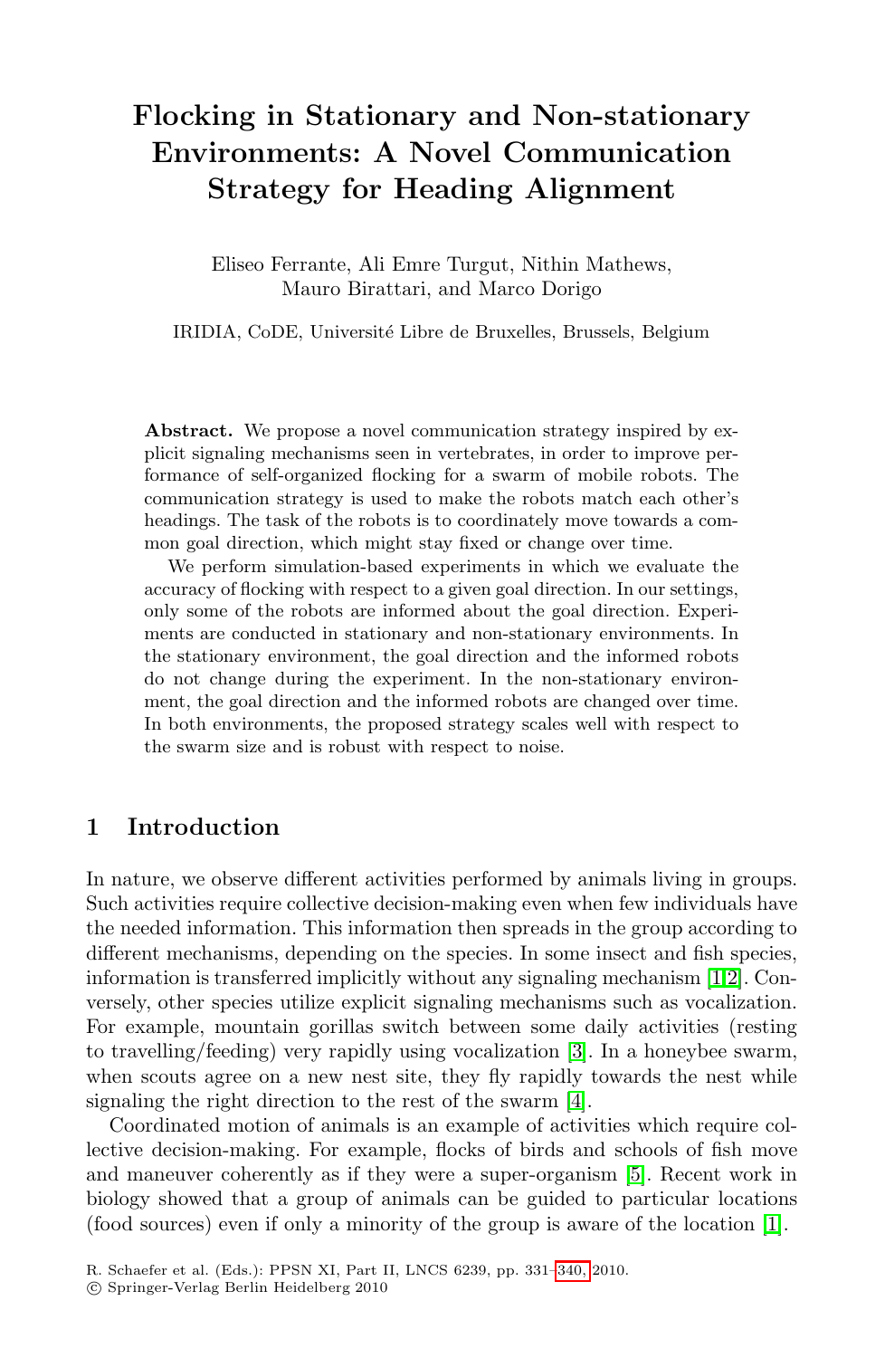# Flocking in Stationary and Non-stationary Environments: A Novel Communication Strategy for Heading Alignment

Eliseo Ferrante, Ali Emre Turgut, Nithin Mathews, Mauro Birattari, and Marco Dorigo

IRIDIA, CoDE, Université Libre de Bruxelles, Brussels, Belgium

**Abstract.** We propose a novel communication strategy inspired by explicit signaling mechanisms seen in vertebrates, in order to improve performance of self-organized flocking for a swarm of mobile robots. The communication strategy is used to make the robots match each other's headings. The task of the robots is to coordinately move towards a common goal direction, which might stay fixed or change over time.

We perform simulation-based experiments in which we evaluate the accuracy of flocking with respect to a given goal direction. In our settings, only some of the robots are informed about the goal direction. Experiments are conducted in stationary and non-stationary environments. In the stationary environment, the goal direction and the informed robots do not change during the experiment. In the non-stationary environment, the goal direction and the informed robots are changed over time. In both environments, the proposed strategy scales well with respect to the swarm size and is robust with respect to noise.

## 1 Introduction

In nature, we observe different activities performed by animals living in groups. Such activities require collective decision-making even when few individuals have the needed information. This information then spreads in the group according to different mechanisms, depending on the species. In some insect and fish species, information is transferred implicitly without any signaling mechanism [1,2]. Conversely, other species utilize explicit signaling mechanisms such as vocalization. For example, mountain gorillas switch between some daily activities (resting to travelling/feeding) very rapidly using vocalization [3]. In a honeybee swarm, when scouts agree on a new nest site, they fly rapidly towards the nest while signaling the right direction to the rest of the swarm [4].

Coordinated motion of animals is an example of activities which require collective decision-making. For example, flocks of birds and schools of fish move and maneuver coherently as if they were a super-organism [5]. Recent work in biology showed that a group of animals can be guided to particular locations (food sources) even if only a minority of the group is aware of the location [1].

R. Schaefer et al. (Eds.): PPSN XI, Part II, LNCS 6239, pp. 331–340, 2010.
© Springer-Verlag Berlin Heidelberg 2010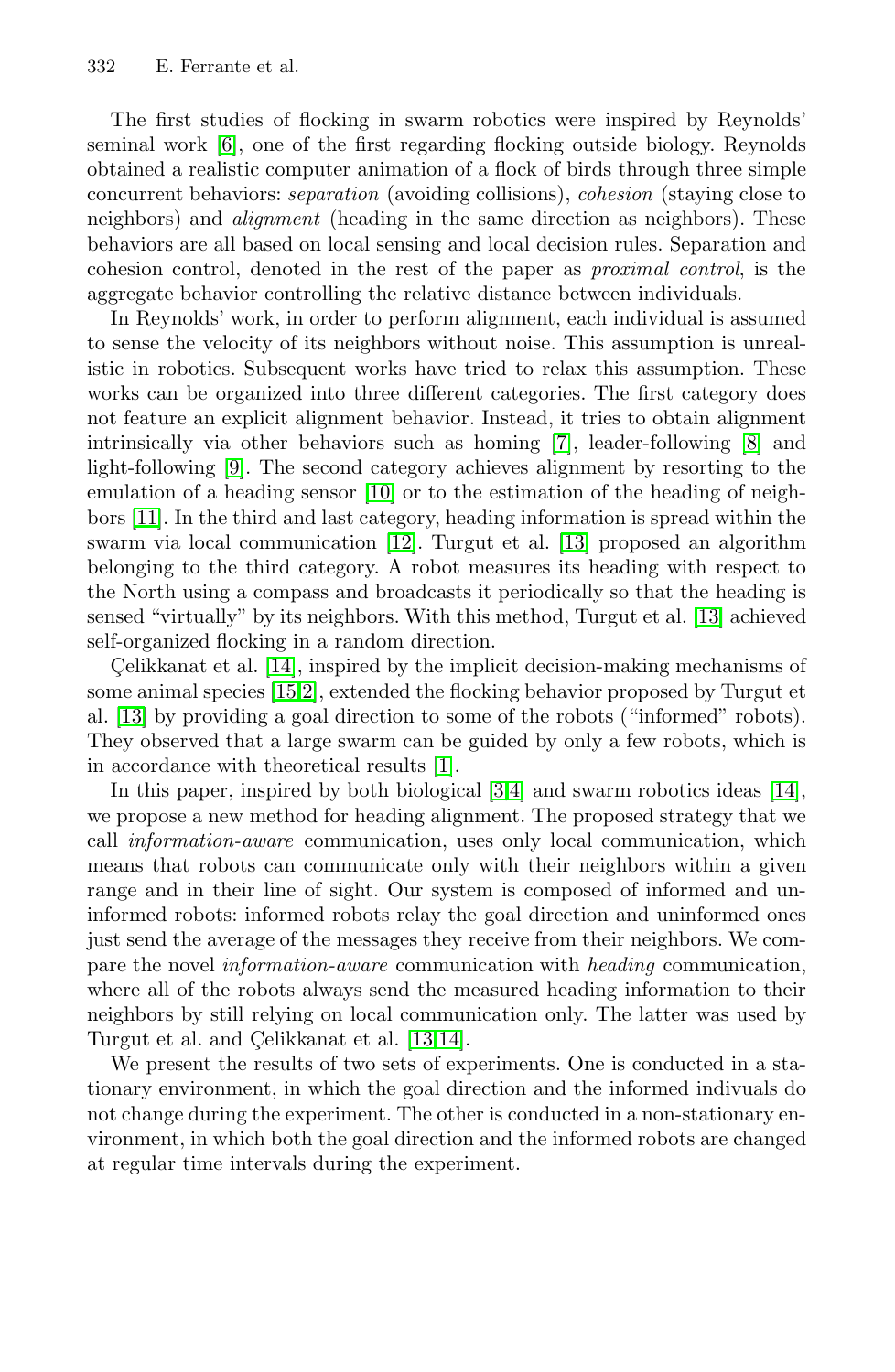The first studies of flocking in swarm robotics were inspired by Reynolds' seminal work [6], one of the first regarding flocking outside biology. Reynolds obtained a realistic computer animation of a flock of birds through three simple concurrent behaviors: *separation* (avoiding collisions), *cohesion* (staying close to neighbors) and *alignment* (heading in the same direction as neighbors). These behaviors are all based on local sensing and local decision rules. Separation and cohesion control, denoted in the rest of the paper as *proximal control*, is the aggregate behavior controlling the relative distance between individuals.

In Reynolds' work, in order to perform alignment, each individual is assumed to sense the velocity of its neighbors without noise. This assumption is unrealistic in robotics. Subsequent works have tried to relax this assumption. These works can be organized into three different categories. The first category does not feature an explicit alignment behavior. Instead, it tries to obtain alignment intrinsically via other behaviors such as homing [7], leader-following [8] and light-following [9]. The second category achieves alignment by resorting to the emulation of a heading sensor [10] or to the estimation of the heading of neighbors [11]. In the third and last category, heading information is spread within the swarm via local communication [12]. Turgut et al. [13] proposed an algorithm belonging to the third category. A robot measures its heading with respect to the North using a compass and broadcasts it periodically so that the heading is sensed "virtually" by its neighbors. With this method, Turgut et al. [13] achieved self-organized flocking in a random direction.

Çelikkanat et al. [14], inspired by the implicit decision-making mechanisms of some animal species [15,2], extended the flocking behavior proposed by Turgut et al. [13] by providing a goal direction to some of the robots ("informed" robots). They observed that a large swarm can be guided by only a few robots, which is in accordance with theoretical results [1].

In this paper, inspired by both biological [3,4] and swarm robotics ideas [14], we propose a new method for heading alignment. The proposed strategy that we call *information-aware* communication, uses only local communication, which means that robots can communicate only with their neighbors within a given range and in their line of sight. Our system is composed of informed and uninformed robots: informed robots relay the goal direction and uninformed ones just send the average of the messages they receive from their neighbors. We compare the novel *information-aware* communication with *heading* communication, where all of the robots always send the measured heading information to their neighbors by still relying on local communication only. The latter was used by Turgut et al. and Çelikkanat et al. [13,14].

We present the results of two sets of experiments. One is conducted in a stationary environment, in which the goal direction and the informed indivuals do not change during the experiment. The other is conducted in a non-stationary environment, in which both the goal direction and the informed robots are changed at regular time intervals during the experiment.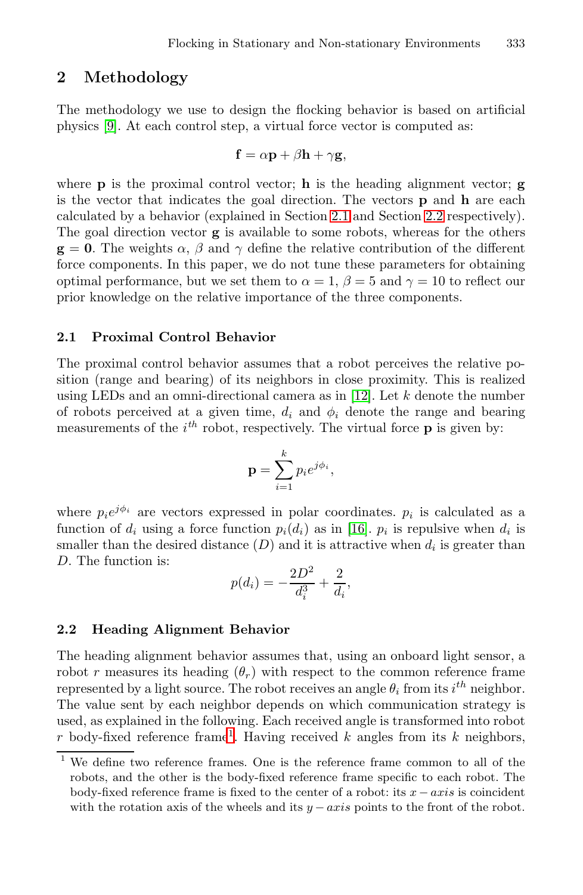## 2 Methodology

The methodology we use to design the flocking behavior is based on artificial physics [9]. At each control step, a virtual force vector is computed as:

$$\mathbf{f} = \alpha \mathbf{p} + \beta \mathbf{h} + \gamma \mathbf{g},$$

where $\mathbf{p}$ is the proximal control vector; $\mathbf{h}$ is the heading alignment vector; $\mathbf{g}$ is the vector that indicates the goal direction. The vectors $\mathbf{p}$ and $\mathbf{h}$ are each calculated by a behavior (explained in Section 2.1 and Section 2.2 respectively). The goal direction vector $\mathbf{g}$ is available to some robots, whereas for the others $\mathbf{g} = \mathbf{0}$. The weights $\alpha$, $\beta$ and $\gamma$ define the relative contribution of the different force components. In this paper, we do not tune these parameters for obtaining optimal performance, but we set them to $\alpha = 1$, $\beta = 5$ and $\gamma = 10$ to reflect our prior knowledge on the relative importance of the three components.

### 2.1 Proximal Control Behavior

The proximal control behavior assumes that a robot perceives the relative position (range and bearing) of its neighbors in close proximity. This is realized using LEDs and an omni-directional camera as in [12]. Let $k$ denote the number of robots perceived at a given time, $d_i$ and $\phi_i$ denote the range and bearing measurements of the $i^{th}$ robot, respectively. The virtual force $\mathbf{p}$ is given by:

$$\mathbf{p} = \sum_{i=1}^{k} p_i e^{j\phi_i},$$

where $p_i e^{j\phi_i}$ are vectors expressed in polar coordinates. $p_i$ is calculated as a function of $d_i$ using a force function $p_i(d_i)$ as in [16]. $p_i$ is repulsive when $d_i$ is smaller than the desired distance ($D$) and it is attractive when $d_i$ is greater than $D$. The function is:

$$p(d_i) = -\frac{2D^2}{d_i^3} + \frac{2}{d_i},$$

### 2.2 Heading Alignment Behavior

The heading alignment behavior assumes that, using an onboard light sensor, a robot $r$ measures its heading ($\theta_r$) with respect to the common reference frame represented by a light source. The robot receives an angle $\theta_i$ from its $i^{th}$ neighbor. The value sent by each neighbor depends on which communication strategy is used, as explained in the following. Each received angle is transformed into robot $r$ body-fixed reference frame[1]. Having received $k$ angles from its $k$ neighbors,

[1] We define two reference frames. One is the reference frame common to all of the robots, and the other is the body-fixed reference frame specific to each robot. The body-fixed reference frame is fixed to the center of a robot: its $x-axis$ is coincident with the rotation axis of the wheels and its $y-axis$ points to the front of the robot.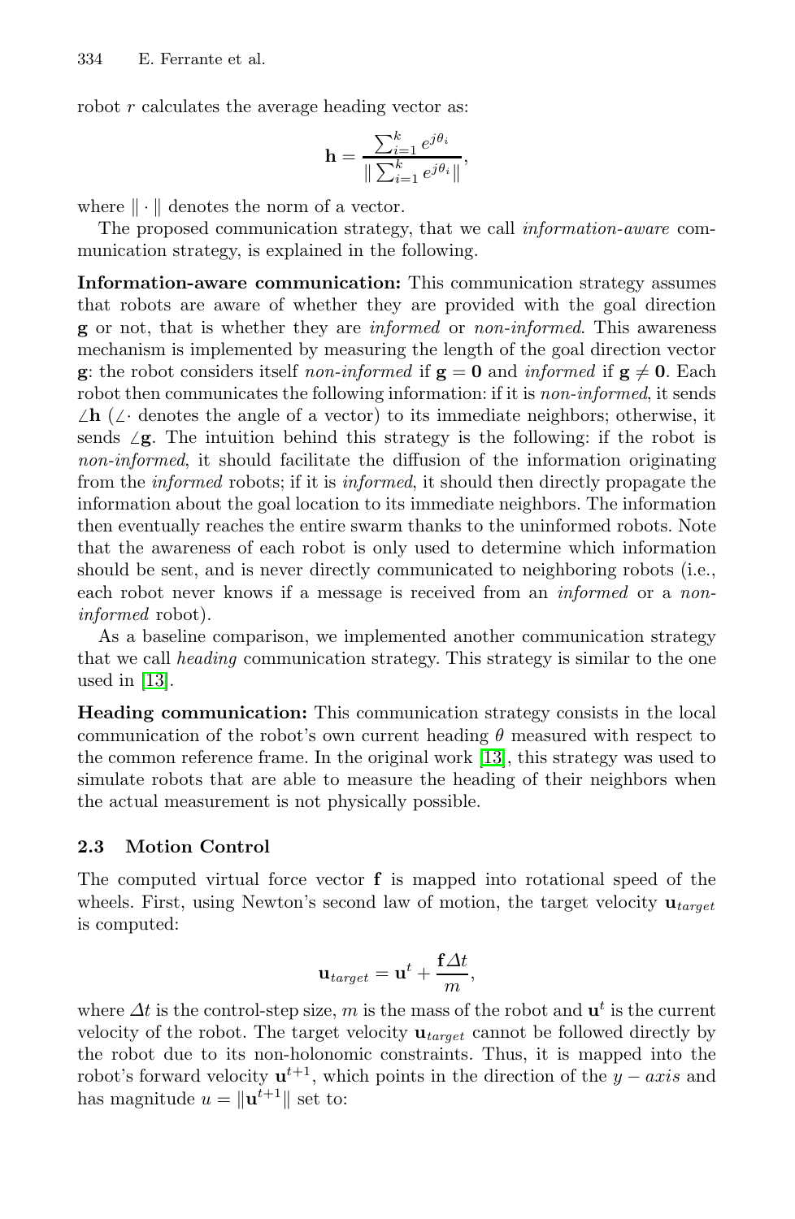robot $r$ calculates the average heading vector as:

$$\mathbf{h} = \frac{\sum_{i=1}^{k} e^{j\theta_i}}{\| \sum_{i=1}^{k} e^{j\theta_i} \|},$$

where $\| \cdot \|$ denotes the norm of a vector.

The proposed communication strategy, that we call *information-aware* communication strategy, is explained in the following.

**Information-aware communication:** This communication strategy assumes that robots are aware of whether they are provided with the goal direction $\mathbf{g}$ or not, that is whether they are *informed* or *non-informed*. This awareness mechanism is implemented by measuring the length of the goal direction vector $\mathbf{g}$: the robot considers itself *non-informed* if $\mathbf{g} = \mathbf{0}$ and *informed* if $\mathbf{g} \neq \mathbf{0}$. Each robot then communicates the following information: if it is *non-informed*, it sends $\angle \mathbf{h}$ ($\angle \cdot$ denotes the angle of a vector) to its immediate neighbors; otherwise, it sends $\angle \mathbf{g}$. The intuition behind this strategy is the following: if the robot is *non-informed*, it should facilitate the diffusion of the information originating from the *informed* robots; if it is *informed*, it should then directly propagate the information about the goal location to its immediate neighbors. The information then eventually reaches the entire swarm thanks to the uninformed robots. Note that the awareness of each robot is only used to determine which information should be sent, and is never directly communicated to neighboring robots (i.e., each robot never knows if a message is received from an *informed* or a *non-informed* robot).

As a baseline comparison, we implemented another communication strategy that we call *heading* communication strategy. This strategy is similar to the one used in [13].

**Heading communication:** This communication strategy consists in the local communication of the robot's own current heading $\theta$ measured with respect to the common reference frame. In the original work [13], this strategy was used to simulate robots that are able to measure the heading of their neighbors when the actual measurement is not physically possible.

### 2.3 Motion Control

The computed virtual force vector $\mathbf{f}$ is mapped into rotational speed of the wheels. First, using Newton's second law of motion, the target velocity $\mathbf{u}_{target}$ is computed:

$$\mathbf{u}_{target} = \mathbf{u}^t + \frac{\mathbf{f} \Delta t}{m},$$

where $\Delta t$ is the control-step size, $m$ is the mass of the robot and $\mathbf{u}^t$ is the current velocity of the robot. The target velocity $\mathbf{u}_{target}$ cannot be followed directly by the robot due to its non-holonomic constraints. Thus, it is mapped into the robot's forward velocity $\mathbf{u}^{t+1}$, which points in the direction of the $y - axis$ and has magnitude $u = \|\mathbf{u}^{t+1}\|$ set to: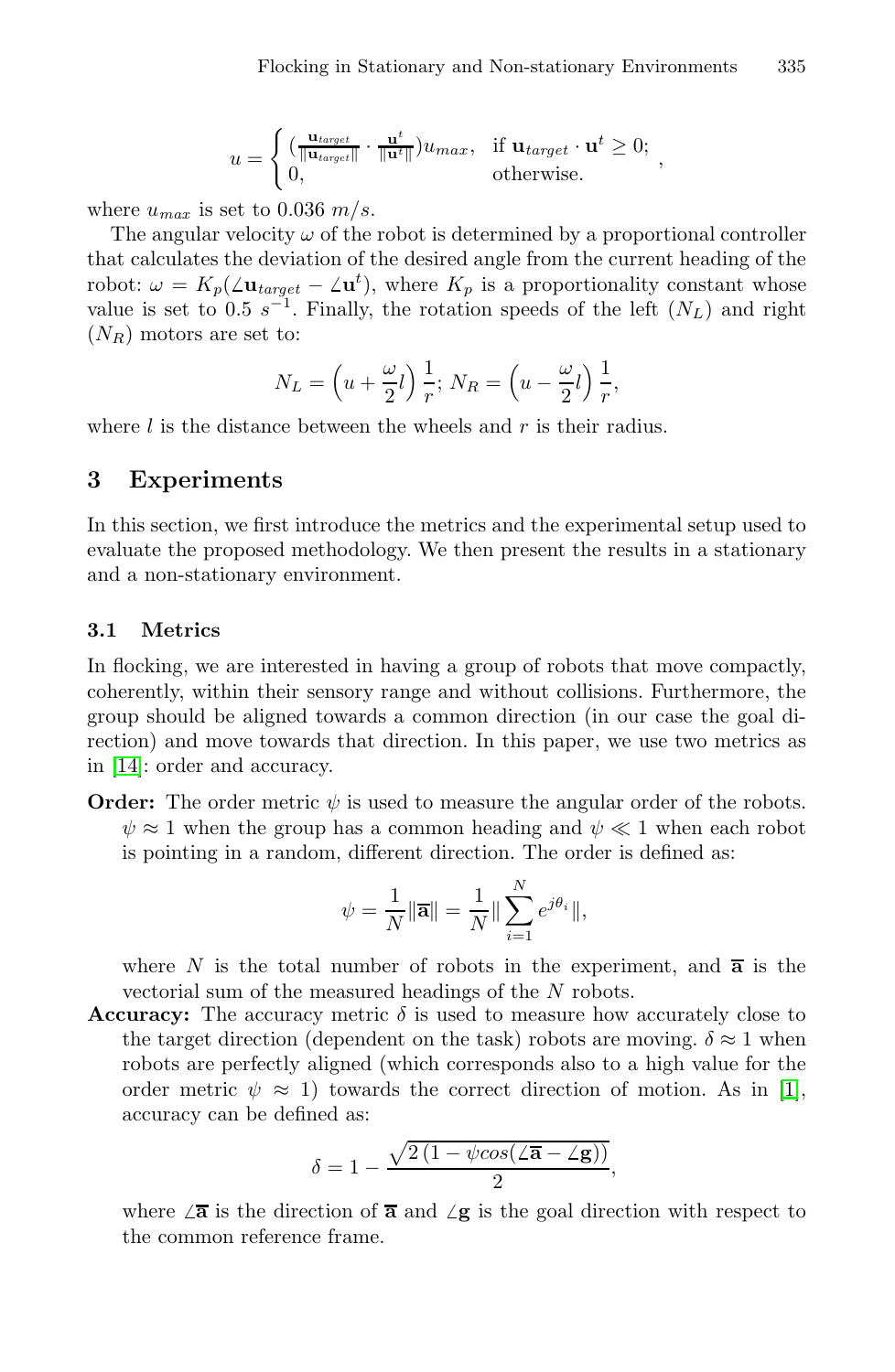$$u = \begin{cases} (\frac{\mathbf{u}_{target}}{\|\mathbf{u}_{target}\|} \cdot \frac{\mathbf{u}^t}{\|\mathbf{u}^t\|})u_{max}, & \text{if } \mathbf{u}_{target} \cdot \mathbf{u}^t \geq 0; \\ 0, & \text{otherwise.} \end{cases},$$

where $u_{max}$ is set to 0.036 $m/s$.

The angular velocity $\omega$ of the robot is determined by a proportional controller that calculates the deviation of the desired angle from the current heading of the robot: $\omega = K_p(\angle\mathbf{u}_{target} - \angle\mathbf{u}^t)$, where $K_p$ is a proportionality constant whose value is set to 0.5 $s^{-1}$. Finally, the rotation speeds of the left ($N_L$) and right ($N_R$) motors are set to:

$$N_L = \left(u + \frac{\omega}{2}l\right)\frac{1}{r};\; N_R = \left(u - \frac{\omega}{2}l\right)\frac{1}{r},$$

where $l$ is the distance between the wheels and $r$ is their radius.

## 3 Experiments

In this section, we first introduce the metrics and the experimental setup used to evaluate the proposed methodology. We then present the results in a stationary and a non-stationary environment.

### 3.1 Metrics

In flocking, we are interested in having a group of robots that move compactly, coherently, within their sensory range and without collisions. Furthermore, the group should be aligned towards a common direction (in our case the goal direction) and move towards that direction. In this paper, we use two metrics as in [14]: order and accuracy.

**Order:** The order metric $\psi$ is used to measure the angular order of the robots. $\psi \approx 1$ when the group has a common heading and $\psi \ll 1$ when each robot is pointing in a random, different direction. The order is defined as:

$$\psi = \frac{1}{N}\|\overline{\mathbf{a}}\| = \frac{1}{N}\|\sum_{i=1}^{N} e^{j\theta_i}\|,$$

where $N$ is the total number of robots in the experiment, and $\overline{\mathbf{a}}$ is the vectorial sum of the measured headings of the $N$ robots.

**Accuracy:** The accuracy metric $\delta$ is used to measure how accurately close to the target direction (dependent on the task) robots are moving. $\delta \approx 1$ when robots are perfectly aligned (which corresponds also to a high value for the order metric $\psi \approx 1$) towards the correct direction of motion. As in [1], accuracy can be defined as:

$$\delta = 1 - \frac{\sqrt{2\left(1 - \psi cos(\angle\overline{\mathbf{a}} - \angle\mathbf{g})\right)}}{2},$$

where $\angle\overline{\mathbf{a}}$ is the direction of $\overline{\mathbf{a}}$ and $\angle\mathbf{g}$ is the goal direction with respect to the common reference frame.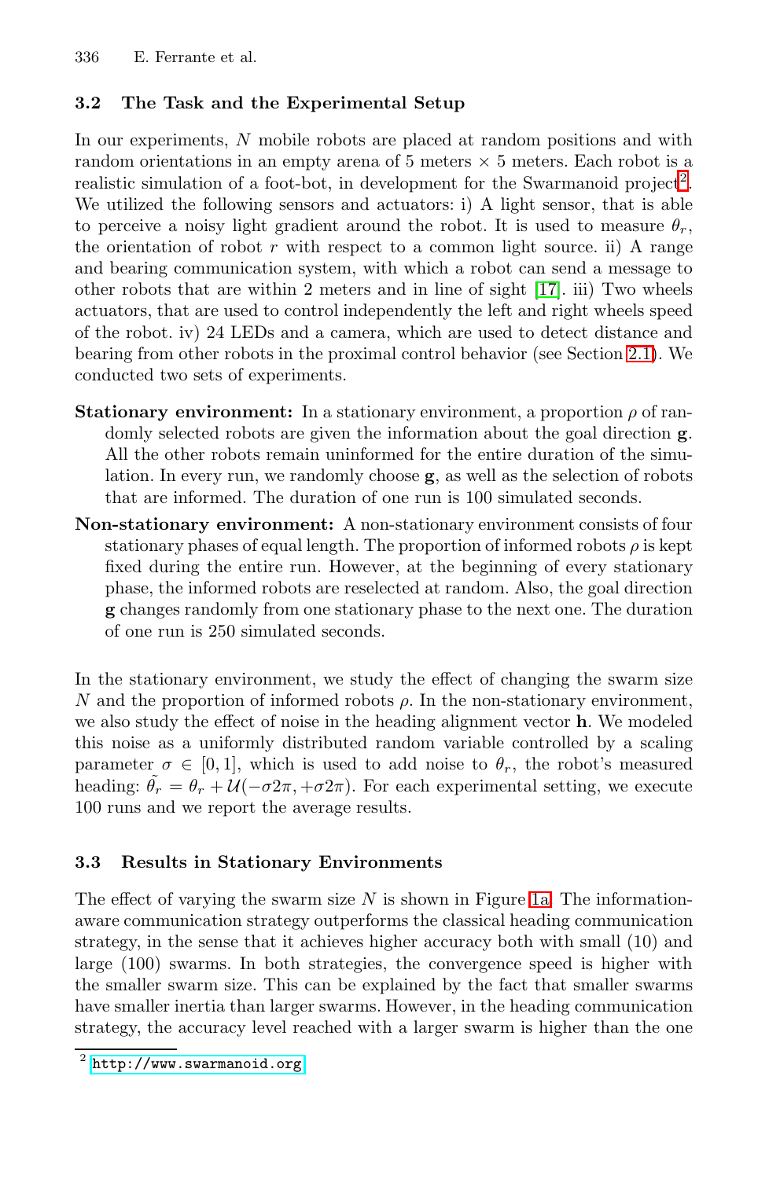### 3.2 The Task and the Experimental Setup

In our experiments, $N$ mobile robots are placed at random positions and with random orientations in an empty arena of 5 meters × 5 meters. Each robot is a realistic simulation of a foot-bot, in development for the Swarmanoid project[2]. We utilized the following sensors and actuators: i) A light sensor, that is able to perceive a noisy light gradient around the robot. It is used to measure $\theta_r$, the orientation of robot $r$ with respect to a common light source. ii) A range and bearing communication system, with which a robot can send a message to other robots that are within 2 meters and in line of sight [17]. iii) Two wheels actuators, that are used to control independently the left and right wheels speed of the robot. iv) 24 LEDs and a camera, which are used to detect distance and bearing from other robots in the proximal control behavior (see Section 2.1). We conducted two sets of experiments.

**Stationary environment:** In a stationary environment, a proportion $\rho$ of randomly selected robots are given the information about the goal direction $\mathbf{g}$. All the other robots remain uninformed for the entire duration of the simulation. In every run, we randomly choose $\mathbf{g}$, as well as the selection of robots that are informed. The duration of one run is 100 simulated seconds.

**Non-stationary environment:** A non-stationary environment consists of four stationary phases of equal length. The proportion of informed robots $\rho$ is kept fixed during the entire run. However, at the beginning of every stationary phase, the informed robots are reselected at random. Also, the goal direction $\mathbf{g}$ changes randomly from one stationary phase to the next one. The duration of one run is 250 simulated seconds.

In the stationary environment, we study the effect of changing the swarm size $N$ and the proportion of informed robots $\rho$. In the non-stationary environment, we also study the effect of noise in the heading alignment vector $\mathbf{h}$. We modeled this noise as a uniformly distributed random variable controlled by a scaling parameter $\sigma \in [0, 1]$, which is used to add noise to $\theta_r$, the robot's measured heading: $\tilde{\theta_r} = \theta_r + \mathcal{U}(-\sigma 2\pi, +\sigma 2\pi)$. For each experimental setting, we execute 100 runs and we report the average results.

### 3.3 Results in Stationary Environments

The effect of varying the swarm size $N$ is shown in Figure 1a. The information-aware communication strategy outperforms the classical heading communication strategy, in the sense that it achieves higher accuracy both with small (10) and large (100) swarms. In both strategies, the convergence speed is higher with the smaller swarm size. This can be explained by the fact that smaller swarms have smaller inertia than larger swarms. However, in the heading communication strategy, the accuracy level reached with a larger swarm is higher than the one

[2] http://www.swarmanoid.org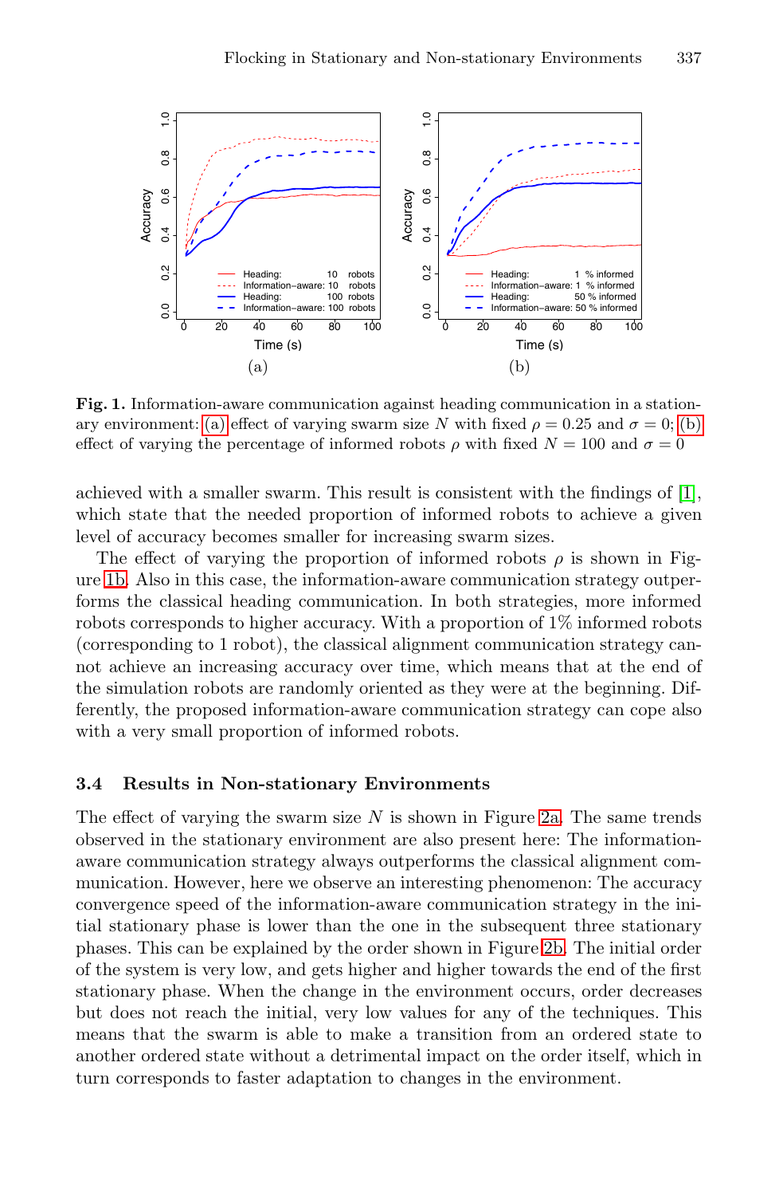**Fig. 1.** Information-aware communication against heading communication in a stationary environment: (a) effect of varying swarm size $N$ with fixed $\rho = 0.25$ and $\sigma = 0$; (b) effect of varying the percentage of informed robots $\rho$ with fixed $N = 100$ and $\sigma = 0$

achieved with a smaller swarm. This result is consistent with the findings of [1], which state that the needed proportion of informed robots to achieve a given level of accuracy becomes smaller for increasing swarm sizes.

The effect of varying the proportion of informed robots $\rho$ is shown in Figure 1b. Also in this case, the information-aware communication strategy outperforms the classical heading communication. In both strategies, more informed robots corresponds to higher accuracy. With a proportion of 1% informed robots (corresponding to 1 robot), the classical alignment communication strategy cannot achieve an increasing accuracy over time, which means that at the end of the simulation robots are randomly oriented as they were at the beginning. Differently, the proposed information-aware communication strategy can cope also with a very small proportion of informed robots.

### 3.4 Results in Non-stationary Environments

The effect of varying the swarm size $N$ is shown in Figure 2a. The same trends observed in the stationary environment are also present here: The information-aware communication strategy always outperforms the classical alignment communication. However, here we observe an interesting phenomenon: The accuracy convergence speed of the information-aware communication strategy in the initial stationary phase is lower than the one in the subsequent three stationary phases. This can be explained by the order shown in Figure 2b. The initial order of the system is very low, and gets higher and higher towards the end of the first stationary phase. When the change in the environment occurs, order decreases but does not reach the initial, very low values for any of the techniques. This means that the swarm is able to make a transition from an ordered state to another ordered state without a detrimental impact on the order itself, which in turn corresponds to faster adaptation to changes in the environment.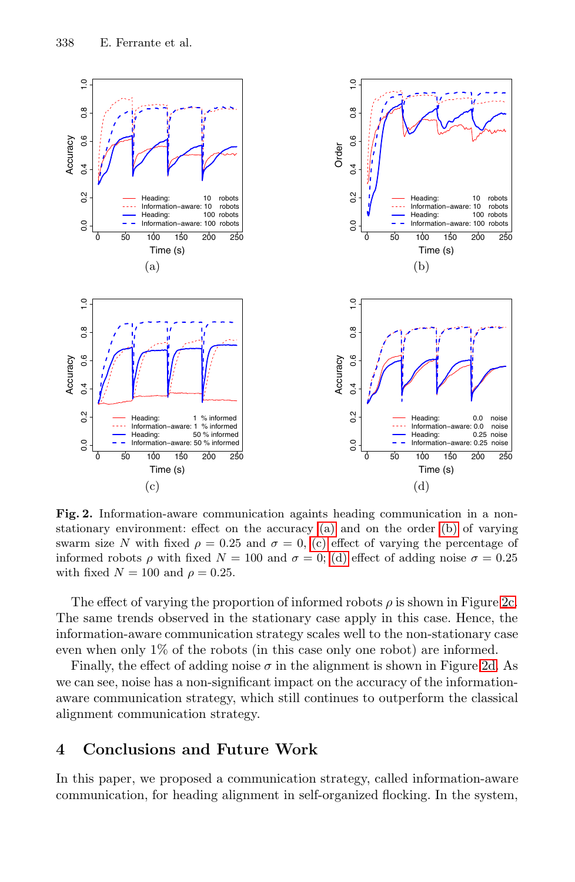**Fig. 2.** Information-aware communication againts heading communication in a non-stationary environment: effect on the accuracy (a) and on the order (b) of varying swarm size $N$ with fixed $\rho = 0.25$ and $\sigma = 0$, (c) effect of varying the percentage of informed robots $\rho$ with fixed $N = 100$ and $\sigma = 0$; (d) effect of adding noise $\sigma = 0.25$ with fixed $N = 100$ and $\rho = 0.25$.

The effect of varying the proportion of informed robots $\rho$ is shown in Figure 2c. The same trends observed in the stationary case apply in this case. Hence, the information-aware communication strategy scales well to the non-stationary case even when only 1% of the robots (in this case only one robot) are informed.

Finally, the effect of adding noise $\sigma$ in the alignment is shown in Figure 2d. As we can see, noise has a non-significant impact on the accuracy of the information-aware communication strategy, which still continues to outperform the classical alignment communication strategy.

## 4 Conclusions and Future Work

In this paper, we proposed a communication strategy, called information-aware communication, for heading alignment in self-organized flocking. In the system,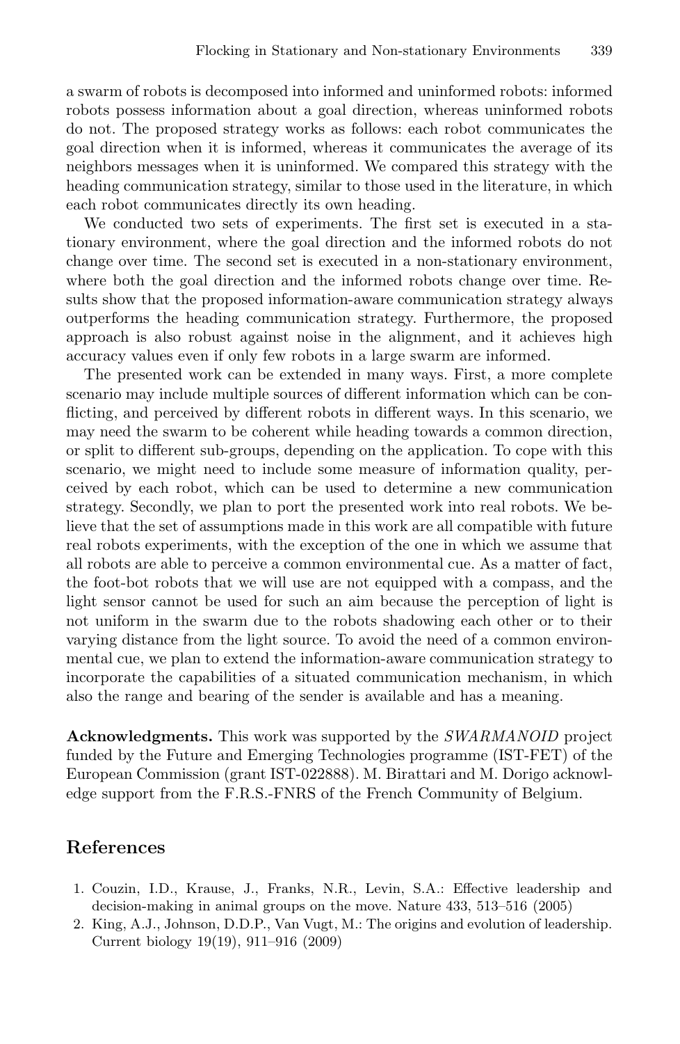a swarm of robots is decomposed into informed and uninformed robots: informed robots possess information about a goal direction, whereas uninformed robots do not. The proposed strategy works as follows: each robot communicates the goal direction when it is informed, whereas it communicates the average of its neighbors messages when it is uninformed. We compared this strategy with the heading communication strategy, similar to those used in the literature, in which each robot communicates directly its own heading.

We conducted two sets of experiments. The first set is executed in a stationary environment, where the goal direction and the informed robots do not change over time. The second set is executed in a non-stationary environment, where both the goal direction and the informed robots change over time. Results show that the proposed information-aware communication strategy always outperforms the heading communication strategy. Furthermore, the proposed approach is also robust against noise in the alignment, and it achieves high accuracy values even if only few robots in a large swarm are informed.

The presented work can be extended in many ways. First, a more complete scenario may include multiple sources of different information which can be conflicting, and perceived by different robots in different ways. In this scenario, we may need the swarm to be coherent while heading towards a common direction, or split to different sub-groups, depending on the application. To cope with this scenario, we might need to include some measure of information quality, perceived by each robot, which can be used to determine a new communication strategy. Secondly, we plan to port the presented work into real robots. We believe that the set of assumptions made in this work are all compatible with future real robots experiments, with the exception of the one in which we assume that all robots are able to perceive a common environmental cue. As a matter of fact, the foot-bot robots that we will use are not equipped with a compass, and the light sensor cannot be used for such an aim because the perception of light is not uniform in the swarm due to the robots shadowing each other or to their varying distance from the light source. To avoid the need of a common environmental cue, we plan to extend the information-aware communication strategy to incorporate the capabilities of a situated communication mechanism, in which also the range and bearing of the sender is available and has a meaning.

**Acknowledgments.** This work was supported by the *SWARMANOID* project funded by the Future and Emerging Technologies programme (IST-FET) of the European Commission (grant IST-022888). M. Birattari and M. Dorigo acknowledge support from the F.R.S.-FNRS of the French Community of Belgium.

## References

1. Couzin, I.D., Krause, J., Franks, N.R., Levin, S.A.: Effective leadership and decision-making in animal groups on the move. Nature 433, 513–516 (2005)
2. King, A.J., Johnson, D.D.P., Van Vugt, M.: The origins and evolution of leadership. Current biology 19(19), 911–916 (2009)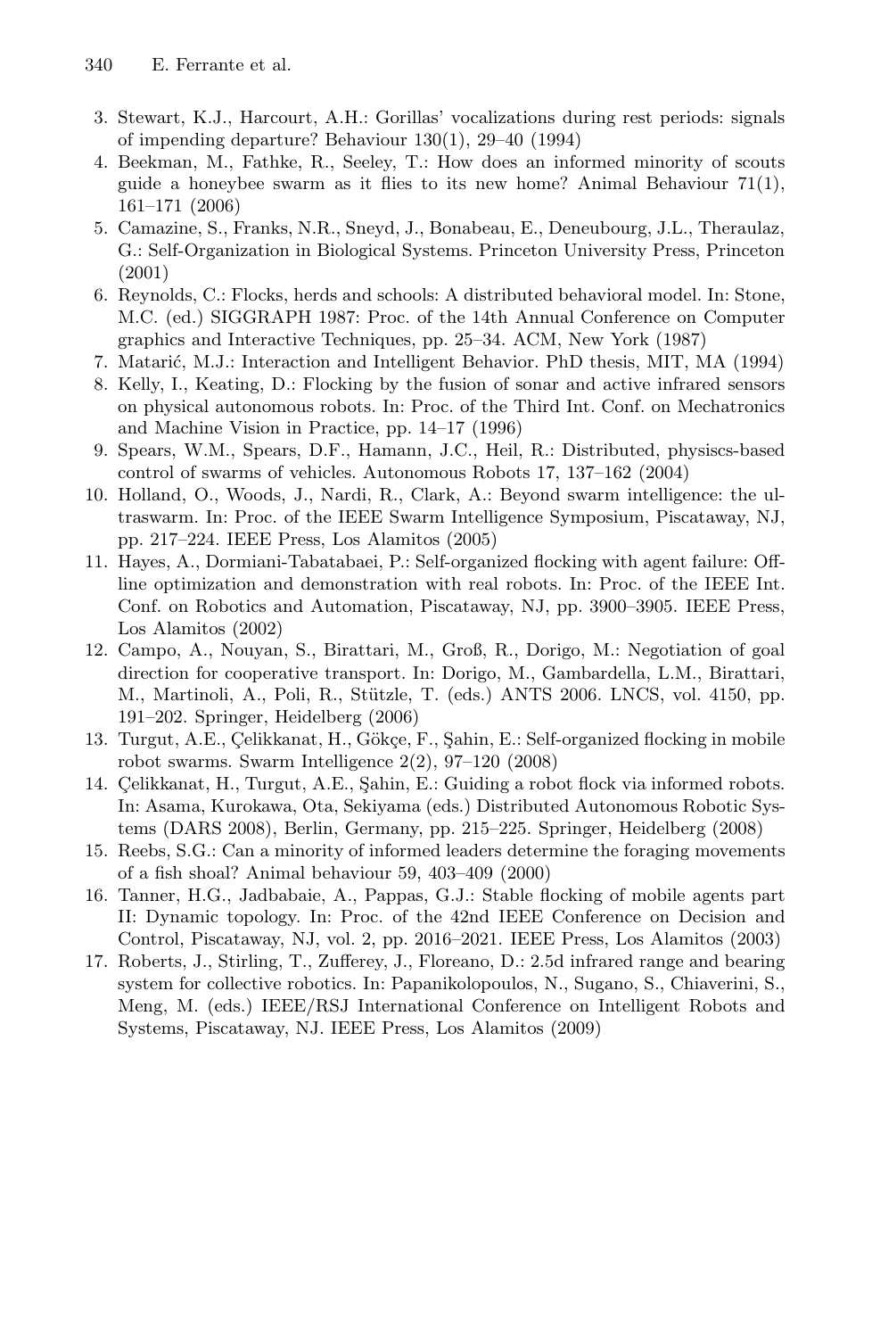3. Stewart, K.J., Harcourt, A.H.: Gorillas' vocalizations during rest periods: signals of impending departure? Behaviour 130(1), 29–40 (1994)
4. Beekman, M., Fathke, R., Seeley, T.: How does an informed minority of scouts guide a honeybee swarm as it flies to its new home? Animal Behaviour 71(1), 161–171 (2006)
5. Camazine, S., Franks, N.R., Sneyd, J., Bonabeau, E., Deneubourg, J.L., Theraulaz, G.: Self-Organization in Biological Systems. Princeton University Press, Princeton (2001)
6. Reynolds, C.: Flocks, herds and schools: A distributed behavioral model. In: Stone, M.C. (ed.) SIGGRAPH 1987: Proc. of the 14th Annual Conference on Computer graphics and Interactive Techniques, pp. 25–34. ACM, New York (1987)
7. Matarić, M.J.: Interaction and Intelligent Behavior. PhD thesis, MIT, MA (1994)
8. Kelly, I., Keating, D.: Flocking by the fusion of sonar and active infrared sensors on physical autonomous robots. In: Proc. of the Third Int. Conf. on Mechatronics and Machine Vision in Practice, pp. 14–17 (1996)
9. Spears, W.M., Spears, D.F., Hamann, J.C., Heil, R.: Distributed, physiscs-based control of swarms of vehicles. Autonomous Robots 17, 137–162 (2004)
10. Holland, O., Woods, J., Nardi, R., Clark, A.: Beyond swarm intelligence: the ultraswarm. In: Proc. of the IEEE Swarm Intelligence Symposium, Piscataway, NJ, pp. 217–224. IEEE Press, Los Alamitos (2005)
11. Hayes, A., Dormiani-Tabatabaei, P.: Self-organized flocking with agent failure: Offline optimization and demonstration with real robots. In: Proc. of the IEEE Int. Conf. on Robotics and Automation, Piscataway, NJ, pp. 3900–3905. IEEE Press, Los Alamitos (2002)
12. Campo, A., Nouyan, S., Birattari, M., Groß, R., Dorigo, M.: Negotiation of goal direction for cooperative transport. In: Dorigo, M., Gambardella, L.M., Birattari, M., Martinoli, A., Poli, R., Stützle, T. (eds.) ANTS 2006. LNCS, vol. 4150, pp. 191–202. Springer, Heidelberg (2006)
13. Turgut, A.E., Çelikkanat, H., Gökçe, F., Şahin, E.: Self-organized flocking in mobile robot swarms. Swarm Intelligence 2(2), 97–120 (2008)
14. Çelikkanat, H., Turgut, A.E., Şahin, E.: Guiding a robot flock via informed robots. In: Asama, Kurokawa, Ota, Sekiyama (eds.) Distributed Autonomous Robotic Systems (DARS 2008), Berlin, Germany, pp. 215–225. Springer, Heidelberg (2008)
15. Reebs, S.G.: Can a minority of informed leaders determine the foraging movements of a fish shoal? Animal behaviour 59, 403–409 (2000)
16. Tanner, H.G., Jadbabaie, A., Pappas, G.J.: Stable flocking of mobile agents part II: Dynamic topology. In: Proc. of the 42nd IEEE Conference on Decision and Control, Piscataway, NJ, vol. 2, pp. 2016–2021. IEEE Press, Los Alamitos (2003)
17. Roberts, J., Stirling, T., Zufferey, J., Floreano, D.: 2.5d infrared range and bearing system for collective robotics. In: Papanikolopoulos, N., Sugano, S., Chiaverini, S., Meng, M. (eds.) IEEE/RSJ International Conference on Intelligent Robots and Systems, Piscataway, NJ. IEEE Press, Los Alamitos (2009)